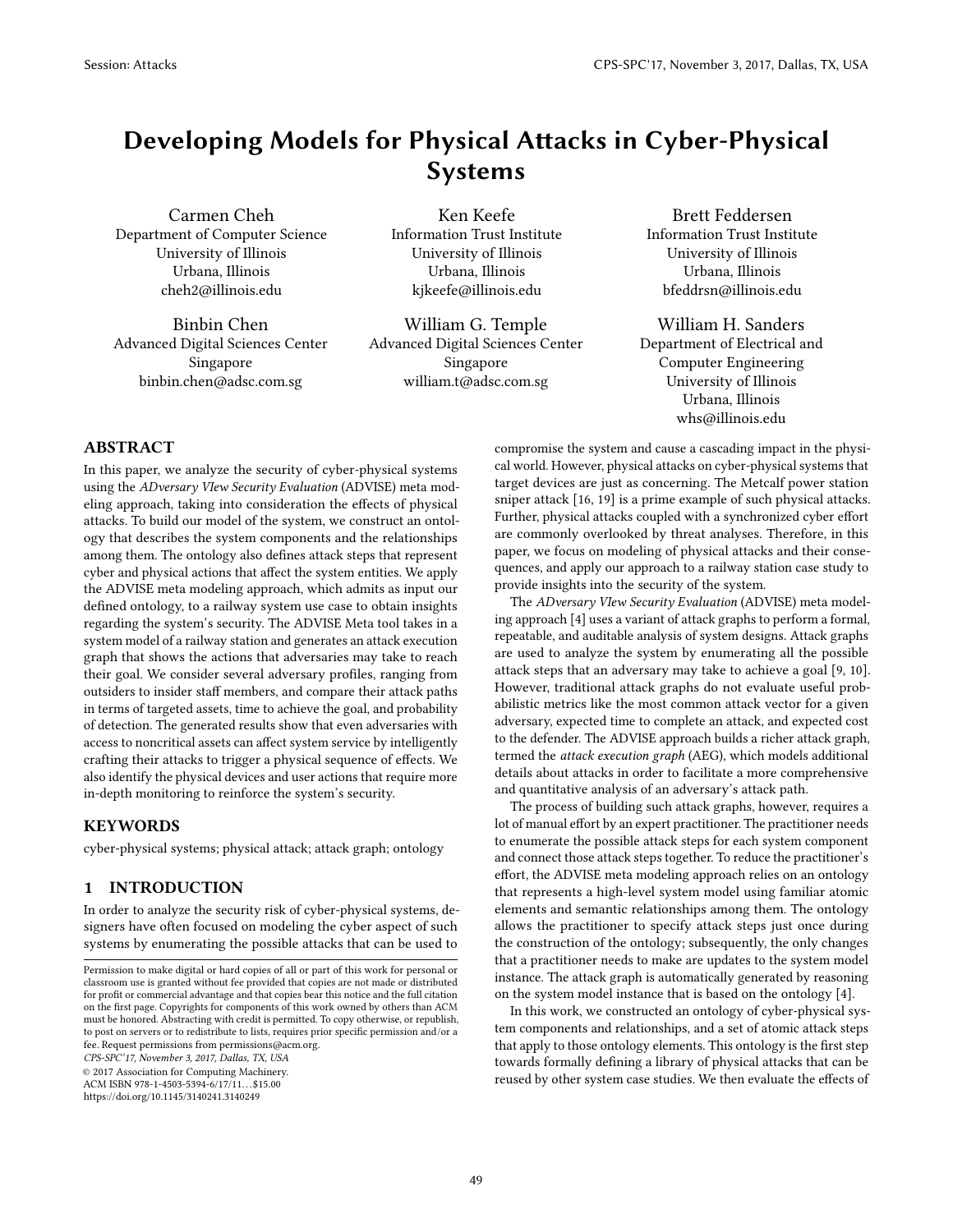# Developing Models for Physical Attacks in Cyber-Physical Systems

Carmen Cheh
Department of Computer Science
University of Illinois
Urbana, Illinois
cheh2@illinois.edu

Ken Keefe
Information Trust Institute
University of Illinois
Urbana, Illinois
kjkeefe@illinois.edu

Brett Feddersen
Information Trust Institute
University of Illinois
Urbana, Illinois
bfeddrsn@illinois.edu

Binbin Chen
Advanced Digital Sciences Center
Singapore
binbin.chen@adsc.com.sg

William G. Temple
Advanced Digital Sciences Center
Singapore
william.t@adsc.com.sg

William H. Sanders
Department of Electrical and Computer Engineering
University of Illinois
Urbana, Illinois
whs@illinois.edu

## ABSTRACT

In this paper, we analyze the security of cyber-physical systems using the *ADversary VIew Security Evaluation* (ADVISE) meta modeling approach, taking into consideration the effects of physical attacks. To build our model of the system, we construct an ontology that describes the system components and the relationships among them. The ontology also defines attack steps that represent cyber and physical actions that affect the system entities. We apply the ADVISE meta modeling approach, which admits as input our defined ontology, to a railway system use case to obtain insights regarding the system's security. The ADVISE Meta tool takes in a system model of a railway station and generates an attack execution graph that shows the actions that adversaries may take to reach their goal. We consider several adversary profiles, ranging from outsiders to insider staff members, and compare their attack paths in terms of targeted assets, time to achieve the goal, and probability of detection. The generated results show that even adversaries with access to noncritical assets can affect system service by intelligently crafting their attacks to trigger a physical sequence of effects. We also identify the physical devices and user actions that require more in-depth monitoring to reinforce the system's security.

## KEYWORDS

cyber-physical systems; physical attack; attack graph; ontology

## 1 INTRODUCTION

In order to analyze the security risk of cyber-physical systems, designers have often focused on modeling the cyber aspect of such systems by enumerating the possible attacks that can be used to compromise the system and cause a cascading impact in the physical world. However, physical attacks on cyber-physical systems that target devices are just as concerning. The Metcalf power station sniper attack [16, 19] is a prime example of such physical attacks. Further, physical attacks coupled with a synchronized cyber effort are commonly overlooked by threat analyses. Therefore, in this paper, we focus on modeling of physical attacks and their consequences, and apply our approach to a railway station case study to provide insights into the security of the system.

The *ADversary VIew Security Evaluation* (ADVISE) meta modeling approach [4] uses a variant of attack graphs to perform a formal, repeatable, and auditable analysis of system designs. Attack graphs are used to analyze the system by enumerating all the possible attack steps that an adversary may take to achieve a goal [9, 10]. However, traditional attack graphs do not evaluate useful probabilistic metrics like the most common attack vector for a given adversary, expected time to complete an attack, and expected cost to the defender. The ADVISE approach builds a richer attack graph, termed the *attack execution graph* (AEG), which models additional details about attacks in order to facilitate a more comprehensive and quantitative analysis of an adversary's attack path.

The process of building such attack graphs, however, requires a lot of manual effort by an expert practitioner. The practitioner needs to enumerate the possible attack steps for each system component and connect those attack steps together. To reduce the practitioner's effort, the ADVISE meta modeling approach relies on an ontology that represents a high-level system model using familiar atomic elements and semantic relationships among them. The ontology allows the practitioner to specify attack steps just once during the construction of the ontology; subsequently, the only changes that a practitioner needs to make are updates to the system model instance. The attack graph is automatically generated by reasoning on the system model instance that is based on the ontology [4].

In this work, we constructed an ontology of cyber-physical system components and relationships, and a set of atomic attack steps that apply to those ontology elements. This ontology is the first step towards formally defining a library of physical attacks that can be reused by other system case studies. We then evaluate the effects of

Permission to make digital or hard copies of all or part of this work for personal or classroom use is granted without fee provided that copies are not made or distributed for profit or commercial advantage and that copies bear this notice and the full citation on the first page. Copyrights for components of this work owned by others than ACM must be honored. Abstracting with credit is permitted. To copy otherwise, or republish, to post on servers or to redistribute to lists, requires prior specific permission and/or a fee. Request permissions from permissions@acm.org.
*CPS-SPC'17, November 3, 2017, Dallas, TX, USA*
© 2017 Association for Computing Machinery.
ACM ISBN 978-1-4503-5394-6/17/11...$15.00
https://doi.org/10.1145/3140241.3140249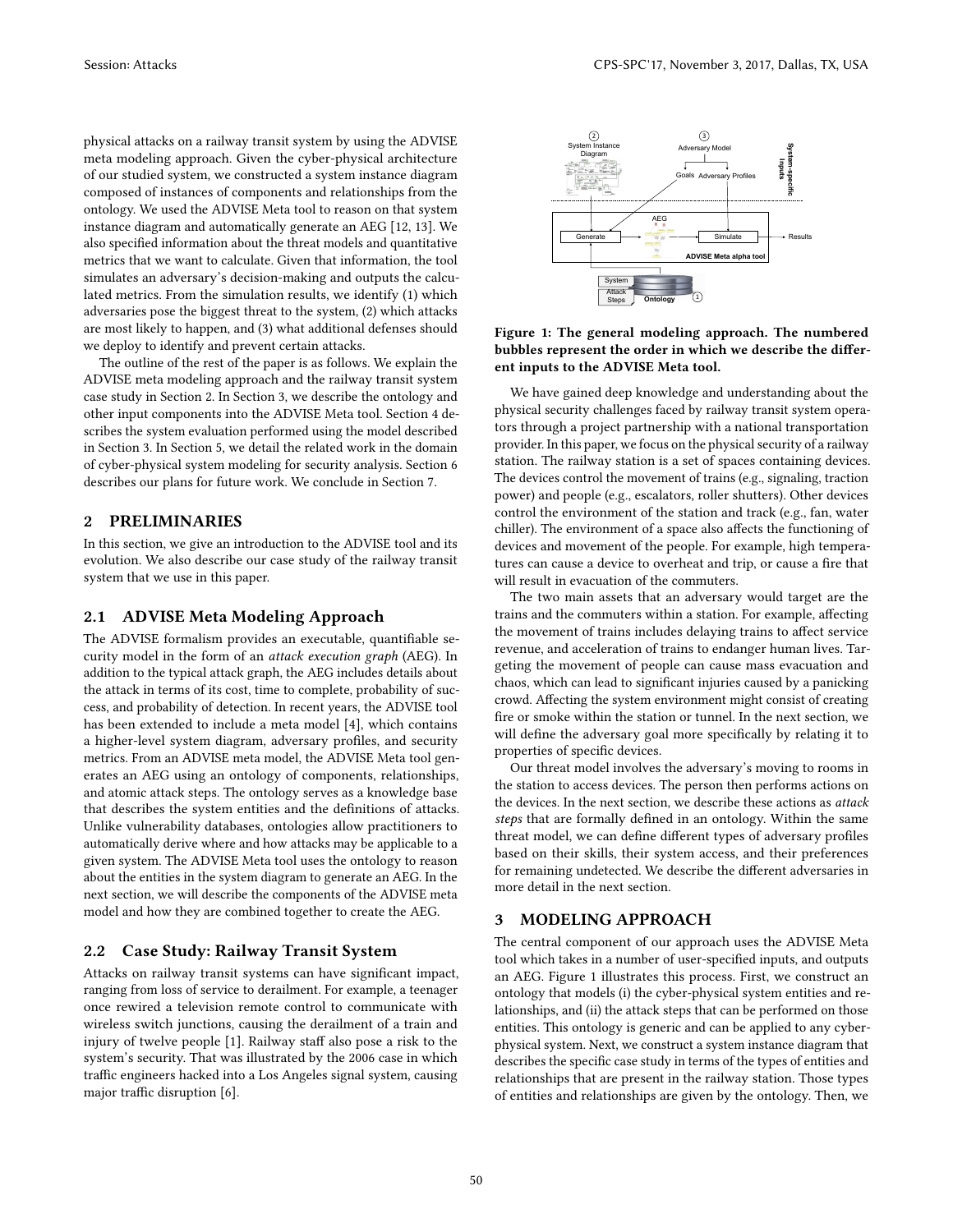physical attacks on a railway transit system by using the ADVISE meta modeling approach. Given the cyber-physical architecture of our studied system, we constructed a system instance diagram composed of instances of components and relationships from the ontology. We used the ADVISE Meta tool to reason on that system instance diagram and automatically generate an AEG [12, 13]. We also specified information about the threat models and quantitative metrics that we want to calculate. Given that information, the tool simulates an adversary's decision-making and outputs the calculated metrics. From the simulation results, we identify (1) which adversaries pose the biggest threat to the system, (2) which attacks are most likely to happen, and (3) what additional defenses should we deploy to identify and prevent certain attacks.

The outline of the rest of the paper is as follows. We explain the ADVISE meta modeling approach and the railway transit system case study in Section 2. In Section 3, we describe the ontology and other input components into the ADVISE Meta tool. Section 4 describes the system evaluation performed using the model described in Section 3. In Section 5, we detail the related work in the domain of cyber-physical system modeling for security analysis. Section 6 describes our plans for future work. We conclude in Section 7.

## 2 PRELIMINARIES

In this section, we give an introduction to the ADVISE tool and its evolution. We also describe our case study of the railway transit system that we use in this paper.

### 2.1 ADVISE Meta Modeling Approach

The ADVISE formalism provides an executable, quantifiable security model in the form of an *attack execution graph* (AEG). In addition to the typical attack graph, the AEG includes details about the attack in terms of its cost, time to complete, probability of success, and probability of detection. In recent years, the ADVISE tool has been extended to include a meta model [4], which contains a higher-level system diagram, adversary profiles, and security metrics. From an ADVISE meta model, the ADVISE Meta tool generates an AEG using an ontology of components, relationships, and atomic attack steps. The ontology serves as a knowledge base that describes the system entities and the definitions of attacks. Unlike vulnerability databases, ontologies allow practitioners to automatically derive where and how attacks may be applicable to a given system. The ADVISE Meta tool uses the ontology to reason about the entities in the system diagram to generate an AEG. In the next section, we will describe the components of the ADVISE meta model and how they are combined together to create the AEG.

### 2.2 Case Study: Railway Transit System

Attacks on railway transit systems can have significant impact, ranging from loss of service to derailment. For example, a teenager once rewired a television remote control to communicate with wireless switch junctions, causing the derailment of a train and injury of twelve people [1]. Railway staff also pose a risk to the system's security. That was illustrated by the 2006 case in which traffic engineers hacked into a Los Angeles signal system, causing major traffic disruption [6].

**Figure 1: The general modeling approach. The numbered bubbles represent the order in which we describe the different inputs to the ADVISE Meta tool.**

We have gained deep knowledge and understanding about the physical security challenges faced by railway transit system operators through a project partnership with a national transportation provider. In this paper, we focus on the physical security of a railway station. The railway station is a set of spaces containing devices. The devices control the movement of trains (e.g., signaling, traction power) and people (e.g., escalators, roller shutters). Other devices control the environment of the station and track (e.g., fan, water chiller). The environment of a space also affects the functioning of devices and movement of the people. For example, high temperatures can cause a device to overheat and trip, or cause a fire that will result in evacuation of the commuters.

The two main assets that an adversary would target are the trains and the commuters within a station. For example, affecting the movement of trains includes delaying trains to affect service revenue, and acceleration of trains to endanger human lives. Targeting the movement of people can cause mass evacuation and chaos, which can lead to significant injuries caused by a panicking crowd. Affecting the system environment might consist of creating fire or smoke within the station or tunnel. In the next section, we will define the adversary goal more specifically by relating it to properties of specific devices.

Our threat model involves the adversary's moving to rooms in the station to access devices. The person then performs actions on the devices. In the next section, we describe these actions as *attack steps* that are formally defined in an ontology. Within the same threat model, we can define different types of adversary profiles based on their skills, their system access, and their preferences for remaining undetected. We describe the different adversaries in more detail in the next section.

## 3 MODELING APPROACH

The central component of our approach uses the ADVISE Meta tool which takes in a number of user-specified inputs, and outputs an AEG. Figure 1 illustrates this process. First, we construct an ontology that models (i) the cyber-physical system entities and relationships, and (ii) the attack steps that can be performed on those entities. This ontology is generic and can be applied to any cyber-physical system. Next, we construct a system instance diagram that describes the specific case study in terms of the types of entities and relationships that are present in the railway station. Those types of entities and relationships are given by the ontology. Then, we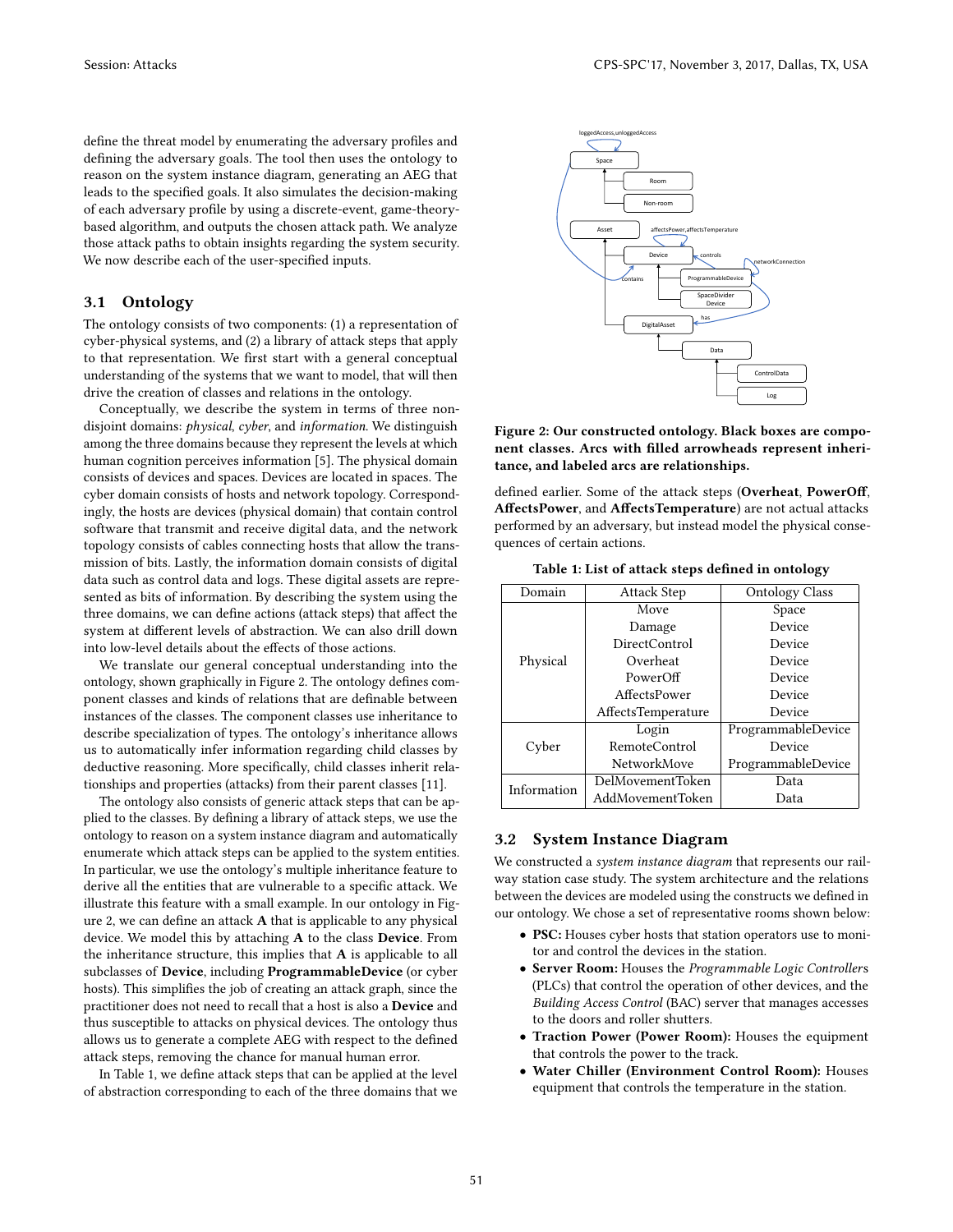define the threat model by enumerating the adversary profiles and defining the adversary goals. The tool then uses the ontology to reason on the system instance diagram, generating an AEG that leads to the specified goals. It also simulates the decision-making of each adversary profile by using a discrete-event, game-theory-based algorithm, and outputs the chosen attack path. We analyze those attack paths to obtain insights regarding the system security. We now describe each of the user-specified inputs.

## 3.1 Ontology

The ontology consists of two components: (1) a representation of cyber-physical systems, and (2) a library of attack steps that apply to that representation. We first start with a general conceptual understanding of the systems that we want to model, that will then drive the creation of classes and relations in the ontology.

Conceptually, we describe the system in terms of three non-disjoint domains: *physical*, *cyber*, and *information*. We distinguish among the three domains because they represent the levels at which human cognition perceives information [5]. The physical domain consists of devices and spaces. Devices are located in spaces. The cyber domain consists of hosts and network topology. Correspondingly, the hosts are devices (physical domain) that contain control software that transmit and receive digital data, and the network topology consists of cables connecting hosts that allow the transmission of bits. Lastly, the information domain consists of digital data such as control data and logs. These digital assets are represented as bits of information. By describing the system using the three domains, we can define actions (attack steps) that affect the system at different levels of abstraction. We can also drill down into low-level details about the effects of those actions.

We translate our general conceptual understanding into the ontology, shown graphically in Figure 2. The ontology defines component classes and kinds of relations that are definable between instances of the classes. The component classes use inheritance to describe specialization of types. The ontology's inheritance allows us to automatically infer information regarding child classes by deductive reasoning. More specifically, child classes inherit relationships and properties (attacks) from their parent classes [11].

The ontology also consists of generic attack steps that can be applied to the classes. By defining a library of attack steps, we use the ontology to reason on a system instance diagram and automatically enumerate which attack steps can be applied to the system entities. In particular, we use the ontology's multiple inheritance feature to derive all the entities that are vulnerable to a specific attack. We illustrate this feature with a small example. In our ontology in Figure 2, we can define an attack **A** that is applicable to any physical device. We model this by attaching **A** to the class **Device**. From the inheritance structure, this implies that **A** is applicable to all subclasses of **Device**, including **ProgrammableDevice** (or cyber hosts). This simplifies the job of creating an attack graph, since the practitioner does not need to recall that a host is also a **Device** and thus susceptible to attacks on physical devices. The ontology thus allows us to generate a complete AEG with respect to the defined attack steps, removing the chance for manual human error.

In Table 1, we define attack steps that can be applied at the level of abstraction corresponding to each of the three domains that we defined earlier. Some of the attack steps (**Overheat**, **PowerOff**, **AffectsPower**, and **AffectsTemperature**) are not actual attacks performed by an adversary, but instead model the physical consequences of certain actions.

**Figure 2: Our constructed ontology. Black boxes are component classes. Arcs with filled arrowheads represent inheritance, and labeled arcs are relationships.**

**Table 1: List of attack steps defined in ontology**

| Domain | Attack Step | Ontology Class |
|---|---|---|
| Physical | Move | Space |
| | Damage | Device |
| | DirectControl | Device |
| | Overheat | Device |
| | PowerOff | Device |
| | AffectsPower | Device |
| | AffectsTemperature | Device |
| Cyber | Login | ProgrammableDevice |
| | RemoteControl | Device |
| | NetworkMove | ProgrammableDevice |
| Information | DelMovementToken | Data |
| | AddMovementToken | Data |

## 3.2 System Instance Diagram

We constructed a *system instance diagram* that represents our railway station case study. The system architecture and the relations between the devices are modeled using the constructs we defined in our ontology. We chose a set of representative rooms shown below:

- **PSC:** Houses cyber hosts that station operators use to monitor and control the devices in the station.
- **Server Room:** Houses the *Programmable Logic Controller*s (PLCs) that control the operation of other devices, and the *Building Access Control* (BAC) server that manages accesses to the doors and roller shutters.
- **Traction Power (Power Room):** Houses the equipment that controls the power to the track.
- **Water Chiller (Environment Control Room):** Houses equipment that controls the temperature in the station.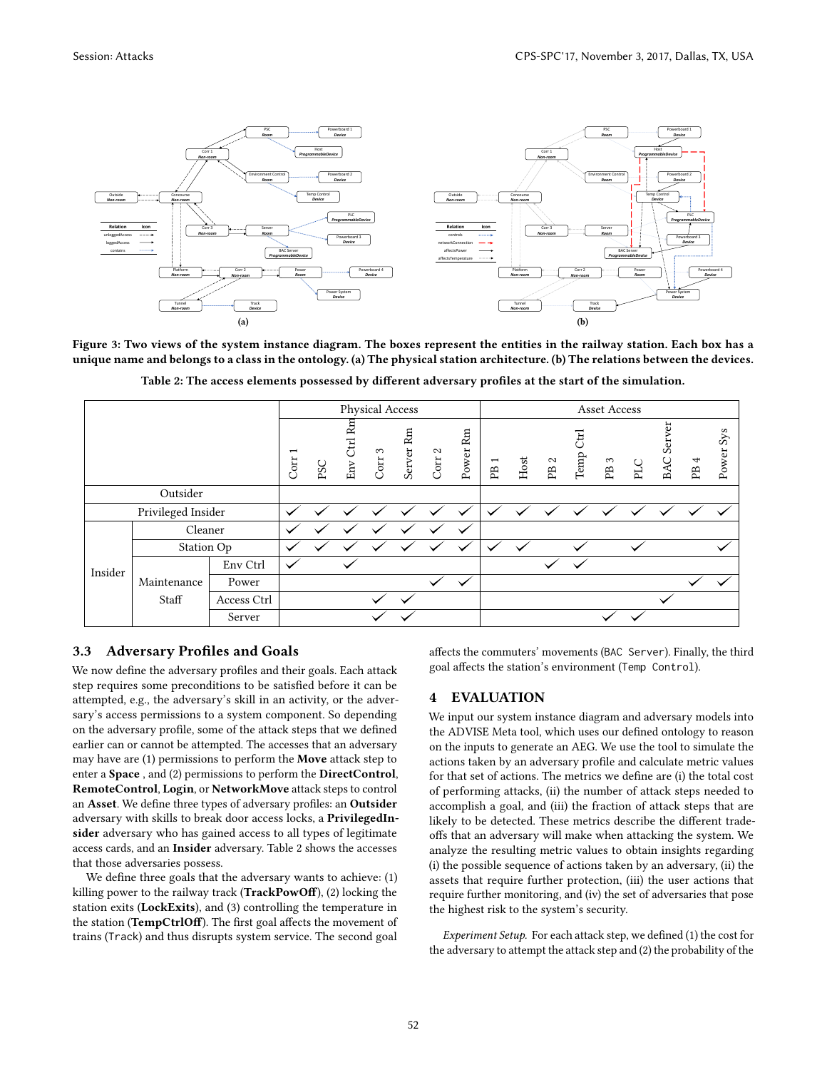**Figure 3: Two views of the system instance diagram. The boxes represent the entities in the railway station. Each box has a unique name and belongs to a class in the ontology. (a) The physical station architecture. (b) The relations between the devices.**

**Table 2: The access elements possessed by different adversary profiles at the start of the simulation.**

| | | | Physical Access | | | | | | | Asset Access | | | | | | | | |
|---|---|---|---|---|---|---|---|---|---|---|---|---|---|---|---|---|---|---|
| | | | Corr 1 | PSC | Env Ctrl Rm | Corr 3 | Server Rm | Corr 2 | Power Rm | PB 1 | Host | PB 2 | Temp Ctrl | PB 3 | PLC | BAC Server | PB 4 | Power Sys |
| Outsider | | | | | | | | | | | | | | | | | | |
| Privileged Insider | | | ✓ | ✓ | ✓ | ✓ | ✓ | ✓ | ✓ | ✓ | ✓ | ✓ | ✓ | ✓ | ✓ | ✓ | ✓ | ✓ |
| Insider | Cleaner | | ✓ | ✓ | ✓ | ✓ | ✓ | ✓ | ✓ | | | | | | | | | |
| | Station Op | | ✓ | ✓ | ✓ | ✓ | ✓ | ✓ | ✓ | ✓ | ✓ | | ✓ | | ✓ | | | ✓ |
| | Maintenance Staff | Env Ctrl | ✓ | | ✓ | | | | | | | ✓ | ✓ | | | | | |
| | | Power | | | | | | ✓ | ✓ | | | | | | | | ✓ | ✓ |
| | | Access Ctrl | | | | ✓ | ✓ | | | | | | | | | ✓ | | |
| | | Server | | | | ✓ | ✓ | | | | | | | ✓ | ✓ | | | |

### 3.3 Adversary Profiles and Goals

We now define the adversary profiles and their goals. Each attack step requires some preconditions to be satisfied before it can be attempted, e.g., the adversary's skill in an activity, or the adversary's access permissions to a system component. So depending on the adversary profile, some of the attack steps that we defined earlier can or cannot be attempted. The accesses that an adversary may have are (1) permissions to perform the **Move** attack step to enter a **Space** , and (2) permissions to perform the **DirectControl**, **RemoteControl**, **Login**, or **NetworkMove** attack steps to control an **Asset**. We define three types of adversary profiles: an **Outsider** adversary with skills to break door access locks, a **PrivilegedInsider** adversary who has gained access to all types of legitimate access cards, and an **Insider** adversary. Table 2 shows the accesses that those adversaries possess.

We define three goals that the adversary wants to achieve: (1) killing power to the railway track (**TrackPowOff**), (2) locking the station exits (**LockExits**), and (3) controlling the temperature in the station (**TempCtrlOff**). The first goal affects the movement of trains (`Track`) and thus disrupts system service. The second goal affects the commuters' movements (`BAC Server`). Finally, the third goal affects the station's environment (`Temp Control`).

## 4 EVALUATION

We input our system instance diagram and adversary models into the ADVISE Meta tool, which uses our defined ontology to reason on the inputs to generate an AEG. We use the tool to simulate the actions taken by an adversary profile and calculate metric values for that set of actions. The metrics we define are (i) the total cost of performing attacks, (ii) the number of attack steps needed to accomplish a goal, and (iii) the fraction of attack steps that are likely to be detected. These metrics describe the different tradeoffs that an adversary will make when attacking the system. We analyze the resulting metric values to obtain insights regarding (i) the possible sequence of actions taken by an adversary, (ii) the assets that require further protection, (iii) the user actions that require further monitoring, and (iv) the set of adversaries that pose the highest risk to the system's security.

*Experiment Setup.* For each attack step, we defined (1) the cost for the adversary to attempt the attack step and (2) the probability of the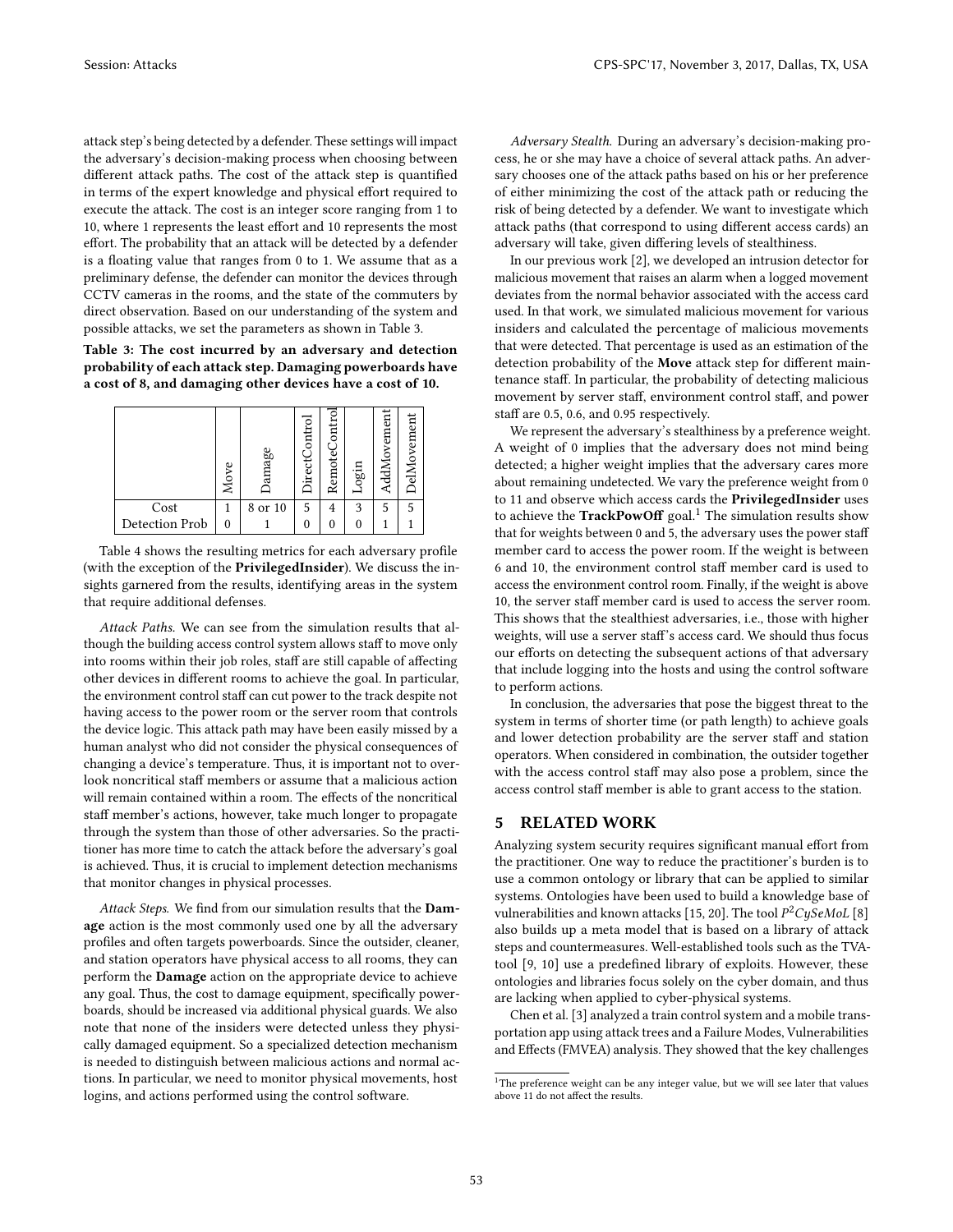attack step's being detected by a defender. These settings will impact the adversary's decision-making process when choosing between different attack paths. The cost of the attack step is quantified in terms of the expert knowledge and physical effort required to execute the attack. The cost is an integer score ranging from 1 to 10, where 1 represents the least effort and 10 represents the most effort. The probability that an attack will be detected by a defender is a floating value that ranges from 0 to 1. We assume that as a preliminary defense, the defender can monitor the devices through CCTV cameras in the rooms, and the state of the commuters by direct observation. Based on our understanding of the system and possible attacks, we set the parameters as shown in Table 3.

**Table 3: The cost incurred by an adversary and detection probability of each attack step. Damaging powerboards have a cost of 8, and damaging other devices have a cost of 10.**

| | Move | Damage | DirectControl | RemoteControl | Login | AddMovement | DelMovement |
|---|---|---|---|---|---|---|---|
| Cost | 1 | 8 or 10 | 5 | 4 | 3 | 5 | 5 |
| Detection Prob | 0 | 1 | 0 | 0 | 0 | 1 | 1 |

Table 4 shows the resulting metrics for each adversary profile (with the exception of the **PrivilegedInsider**). We discuss the insights garnered from the results, identifying areas in the system that require additional defenses.

*Attack Paths.* We can see from the simulation results that although the building access control system allows staff to move only into rooms within their job roles, staff are still capable of affecting other devices in different rooms to achieve the goal. In particular, the environment control staff can cut power to the track despite not having access to the power room or the server room that controls the device logic. This attack path may have been easily missed by a human analyst who did not consider the physical consequences of changing a device's temperature. Thus, it is important not to overlook noncritical staff members or assume that a malicious action will remain contained within a room. The effects of the noncritical staff member's actions, however, take much longer to propagate through the system than those of other adversaries. So the practitioner has more time to catch the attack before the adversary's goal is achieved. Thus, it is crucial to implement detection mechanisms that monitor changes in physical processes.

*Attack Steps.* We find from our simulation results that the **Damage** action is the most commonly used one by all the adversary profiles and often targets powerboards. Since the outsider, cleaner, and station operators have physical access to all rooms, they can perform the **Damage** action on the appropriate device to achieve any goal. Thus, the cost to damage equipment, specifically powerboards, should be increased via additional physical guards. We also note that none of the insiders were detected unless they physically damaged equipment. So a specialized detection mechanism is needed to distinguish between malicious actions and normal actions. In particular, we need to monitor physical movements, host logins, and actions performed using the control software.

*Adversary Stealth.* During an adversary's decision-making process, he or she may have a choice of several attack paths. An adversary chooses one of the attack paths based on his or her preference of either minimizing the cost of the attack path or reducing the risk of being detected by a defender. We want to investigate which attack paths (that correspond to using different access cards) an adversary will take, given differing levels of stealthiness.

In our previous work [2], we developed an intrusion detector for malicious movement that raises an alarm when a logged movement deviates from the normal behavior associated with the access card used. In that work, we simulated malicious movement for various insiders and calculated the percentage of malicious movements that were detected. That percentage is used as an estimation of the detection probability of the **Move** attack step for different maintenance staff. In particular, the probability of detecting malicious movement by server staff, environment control staff, and power staff are 0.5, 0.6, and 0.95 respectively.

We represent the adversary's stealthiness by a preference weight. A weight of 0 implies that the adversary does not mind being detected; a higher weight implies that the adversary cares more about remaining undetected. We vary the preference weight from 0 to 11 and observe which access cards the **PrivilegedInsider** uses to achieve the **TrackPowOff** goal.[1] The simulation results show that for weights between 0 and 5, the adversary uses the power staff member card to access the power room. If the weight is between 6 and 10, the environment control staff member card is used to access the environment control room. Finally, if the weight is above 10, the server staff member card is used to access the server room. This shows that the stealthiest adversaries, i.e., those with higher weights, will use a server staff's access card. We should thus focus our efforts on detecting the subsequent actions of that adversary that include logging into the hosts and using the control software to perform actions.

In conclusion, the adversaries that pose the biggest threat to the system in terms of shorter time (or path length) to achieve goals and lower detection probability are the server staff and station operators. When considered in combination, the outsider together with the access control staff may also pose a problem, since the access control staff member is able to grant access to the station.

## 5 RELATED WORK

Analyzing system security requires significant manual effort from the practitioner. One way to reduce the practitioner's burden is to use a common ontology or library that can be applied to similar systems. Ontologies have been used to build a knowledge base of vulnerabilities and known attacks [15, 20]. The tool $P^2CySeMoL$ [8] also builds up a meta model that is based on a library of attack steps and countermeasures. Well-established tools such as the TVA-tool [9, 10] use a predefined library of exploits. However, these ontologies and libraries focus solely on the cyber domain, and thus are lacking when applied to cyber-physical systems.

Chen et al. [3] analyzed a train control system and a mobile transportation app using attack trees and a Failure Modes, Vulnerabilities and Effects (FMVEA) analysis. They showed that the key challenges

[1] The preference weight can be any integer value, but we will see later that values above 11 do not affect the results.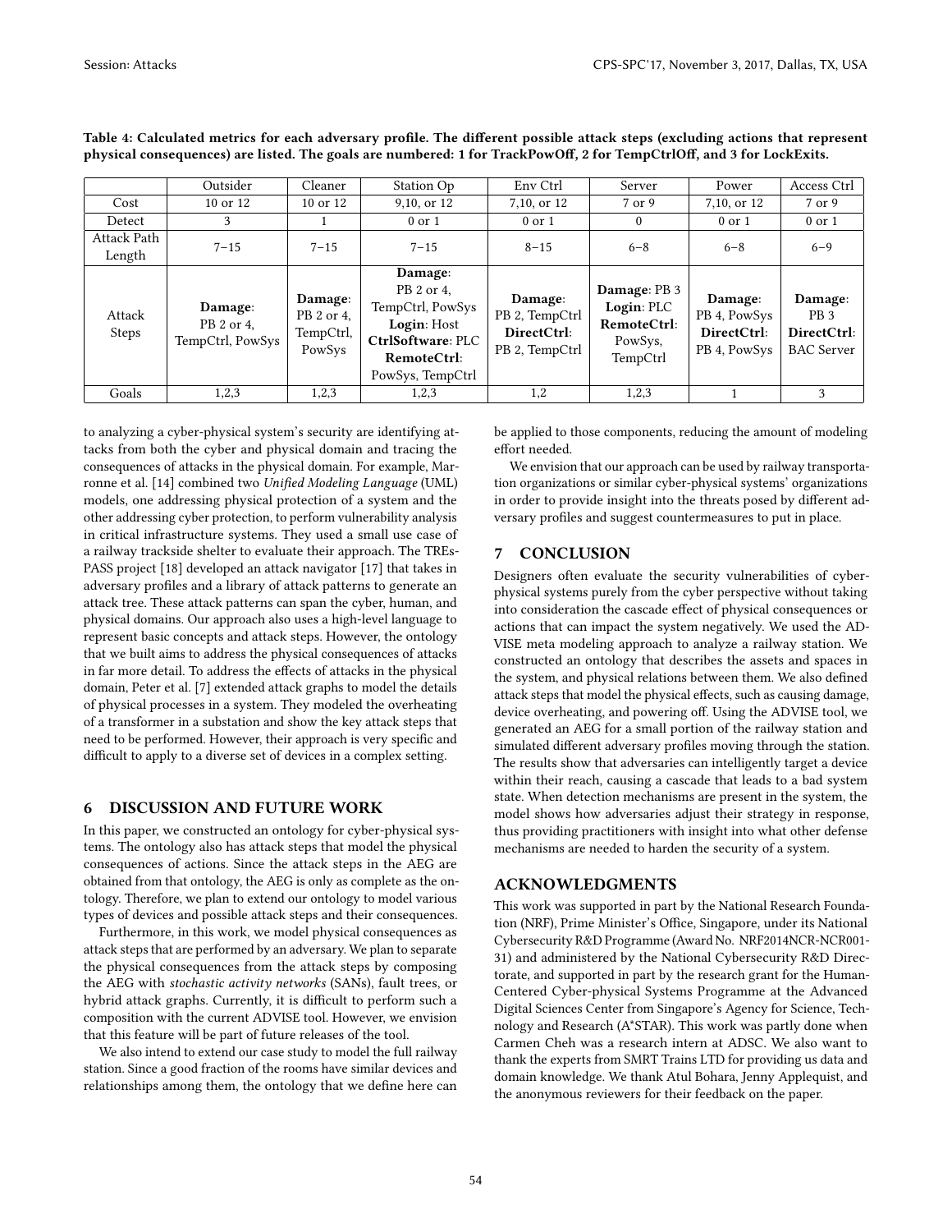**Table 4: Calculated metrics for each adversary profile. The different possible attack steps (excluding actions that represent physical consequences) are listed. The goals are numbered: 1 for TrackPowOff, 2 for TempCtrlOff, and 3 for LockExits.**

| | Outsider | Cleaner | Station Op | Env Ctrl | Server | Power | Access Ctrl |
|---|---|---|---|---|---|---|---|
| Cost | 10 or 12 | 10 or 12 | 9,10, or 12 | 7,10, or 12 | 7 or 9 | 7,10, or 12 | 7 or 9 |
| Detect | 3 | 1 | 0 or 1 | 0 or 1 | 0 | 0 or 1 | 0 or 1 |
| Attack Path Length | 7–15 | 7–15 | 7–15 | 8–15 | 6–8 | 6–8 | 6–9 |
| Attack Steps | **Damage**: PB 2 or 4, TempCtrl, PowSys | **Damage**: PB 2 or 4, TempCtrl, PowSys | **Damage**: PB 2 or 4, TempCtrl, PowSys **Login**: Host **CtrlSoftware**: PLC **RemoteCtrl**: PowSys, TempCtrl | **Damage**: PB 2, TempCtrl **DirectCtrl**: PB 2, TempCtrl | **Damage**: PB 3 **Login**: PLC **RemoteCtrl**: PowSys, TempCtrl | **Damage**: PB 4, PowSys **DirectCtrl**: PB 4, PowSys | **Damage**: PB 3 **DirectCtrl**: BAC Server |
| Goals | 1,2,3 | 1,2,3 | 1,2,3 | 1,2 | 1,2,3 | 1 | 3 |

to analyzing a cyber-physical system's security are identifying attacks from both the cyber and physical domain and tracing the consequences of attacks in the physical domain. For example, Marronne et al. [14] combined two *Unified Modeling Language* (UML) models, one addressing physical protection of a system and the other addressing cyber protection, to perform vulnerability analysis in critical infrastructure systems. They used a small use case of a railway trackside shelter to evaluate their approach. The TREsPASS project [18] developed an attack navigator [17] that takes in adversary profiles and a library of attack patterns to generate an attack tree. These attack patterns can span the cyber, human, and physical domains. Our approach also uses a high-level language to represent basic concepts and attack steps. However, the ontology that we built aims to address the physical consequences of attacks in far more detail. To address the effects of attacks in the physical domain, Peter et al. [7] extended attack graphs to model the details of physical processes in a system. They modeled the overheating of a transformer in a substation and show the key attack steps that need to be performed. However, their approach is very specific and difficult to apply to a diverse set of devices in a complex setting.

## 6 DISCUSSION AND FUTURE WORK

In this paper, we constructed an ontology for cyber-physical systems. The ontology also has attack steps that model the physical consequences of actions. Since the attack steps in the AEG are obtained from that ontology, the AEG is only as complete as the ontology. Therefore, we plan to extend our ontology to model various types of devices and possible attack steps and their consequences.

Furthermore, in this work, we model physical consequences as attack steps that are performed by an adversary. We plan to separate the physical consequences from the attack steps by composing the AEG with *stochastic activity networks* (SANs), fault trees, or hybrid attack graphs. Currently, it is difficult to perform such a composition with the current ADVISE tool. However, we envision that this feature will be part of future releases of the tool.

We also intend to extend our case study to model the full railway station. Since a good fraction of the rooms have similar devices and relationships among them, the ontology that we define here can be applied to those components, reducing the amount of modeling effort needed.

We envision that our approach can be used by railway transportation organizations or similar cyber-physical systems' organizations in order to provide insight into the threats posed by different adversary profiles and suggest countermeasures to put in place.

## 7 CONCLUSION

Designers often evaluate the security vulnerabilities of cyber-physical systems purely from the cyber perspective without taking into consideration the cascade effect of physical consequences or actions that can impact the system negatively. We used the ADVISE meta modeling approach to analyze a railway station. We constructed an ontology that describes the assets and spaces in the system, and physical relations between them. We also defined attack steps that model the physical effects, such as causing damage, device overheating, and powering off. Using the ADVISE tool, we generated an AEG for a small portion of the railway station and simulated different adversary profiles moving through the station. The results show that adversaries can intelligently target a device within their reach, causing a cascade that leads to a bad system state. When detection mechanisms are present in the system, the model shows how adversaries adjust their strategy in response, thus providing practitioners with insight into what other defense mechanisms are needed to harden the security of a system.

## ACKNOWLEDGMENTS

This work was supported in part by the National Research Foundation (NRF), Prime Minister's Office, Singapore, under its National Cybersecurity R&D Programme (Award No. NRF2014NCR-NCR001-31) and administered by the National Cybersecurity R&D Directorate, and supported in part by the research grant for the Human-Centered Cyber-physical Systems Programme at the Advanced Digital Sciences Center from Singapore's Agency for Science, Technology and Research (A*STAR). This work was partly done when Carmen Cheh was a research intern at ADSC. We also want to thank the experts from SMRT Trains LTD for providing us data and domain knowledge. We thank Atul Bohara, Jenny Applequist, and the anonymous reviewers for their feedback on the paper.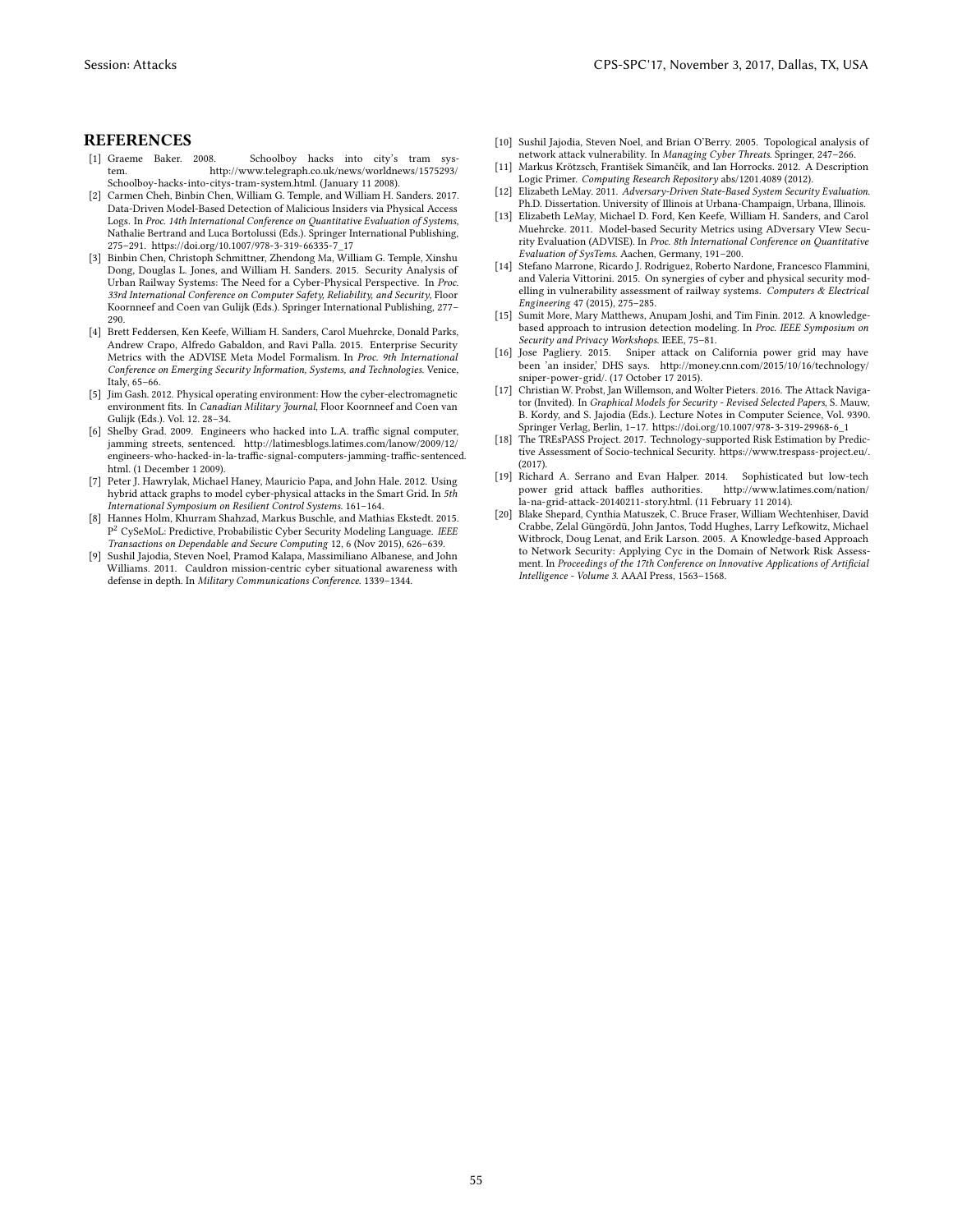## REFERENCES

[1] Graeme Baker. 2008. Schoolboy hacks into city's tram system. http://www.telegraph.co.uk/news/worldnews/1575293/Schoolboy-hacks-into-citys-tram-system.html. (January 11 2008).

[2] Carmen Cheh, Binbin Chen, William G. Temple, and William H. Sanders. 2017. Data-Driven Model-Based Detection of Malicious Insiders via Physical Access Logs. In *Proc. 14th International Conference on Quantitative Evaluation of Systems*, Nathalie Bertrand and Luca Bortolussi (Eds.). Springer International Publishing, 275–291. https://doi.org/10.1007/978-3-319-66335-7_17

[3] Binbin Chen, Christoph Schmittner, Zhendong Ma, William G. Temple, Xinshu Dong, Douglas L. Jones, and William H. Sanders. 2015. Security Analysis of Urban Railway Systems: The Need for a Cyber-Physical Perspective. In *Proc. 33rd International Conference on Computer Safety, Reliability, and Security*, Floor Koornneef and Coen van Gulijk (Eds.). Springer International Publishing, 277–290.

[4] Brett Feddersen, Ken Keefe, William H. Sanders, Carol Muehrcke, Donald Parks, Andrew Crapo, Alfredo Gabaldon, and Ravi Palla. 2015. Enterprise Security Metrics with the ADVISE Meta Model Formalism. In *Proc. 9th International Conference on Emerging Security Information, Systems, and Technologies*. Venice, Italy, 65–66.

[5] Jim Gash. 2012. Physical operating environment: How the cyber-electromagnetic environment fits. In *Canadian Military Journal*, Floor Koornneef and Coen van Gulijk (Eds.). Vol. 12. 28–34.

[6] Shelby Grad. 2009. Engineers who hacked into L.A. traffic signal computer, jamming streets, sentenced. http://latimesblogs.latimes.com/lanow/2009/12/engineers-who-hacked-in-la-traffic-signal-computers-jamming-traffic-sentenced.html. (1 December 1 2009).

[7] Peter J. Hawrylak, Michael Haney, Mauricio Papa, and John Hale. 2012. Using hybrid attack graphs to model cyber-physical attacks in the Smart Grid. In *5th International Symposium on Resilient Control Systems*. 161–164.

[8] Hannes Holm, Khurram Shahzad, Markus Buschle, and Mathias Ekstedt. 2015. $P^2$ CySeMoL: Predictive, Probabilistic Cyber Security Modeling Language. *IEEE Transactions on Dependable and Secure Computing* 12, 6 (Nov 2015), 626–639.

[9] Sushil Jajodia, Steven Noel, Pramod Kalapa, Massimiliano Albanese, and John Williams. 2011. Cauldron mission-centric cyber situational awareness with defense in depth. In *Military Communications Conference*. 1339–1344.

[10] Sushil Jajodia, Steven Noel, and Brian O'Berry. 2005. Topological analysis of network attack vulnerability. In *Managing Cyber Threats*. Springer, 247–266.

[11] Markus Krötzsch, František Simančík, and Ian Horrocks. 2012. A Description Logic Primer. *Computing Research Repository* abs/1201.4089 (2012).

[12] Elizabeth LeMay. 2011. *Adversary-Driven State-Based System Security Evaluation*. Ph.D. Dissertation. University of Illinois at Urbana-Champaign, Urbana, Illinois.

[13] Elizabeth LeMay, Michael D. Ford, Ken Keefe, William H. Sanders, and Carol Muehrcke. 2011. Model-based Security Metrics using ADversary VIew Security Evaluation (ADVISE). In *Proc. 8th International Conference on Quantitative Evaluation of SysTems*. Aachen, Germany, 191–200.

[14] Stefano Marrone, Ricardo J. Rodriguez, Roberto Nardone, Francesco Flammini, and Valeria Vittorini. 2015. On synergies of cyber and physical security modelling in vulnerability assessment of railway systems. *Computers & Electrical Engineering* 47 (2015), 275–285.

[15] Sumit More, Mary Matthews, Anupam Joshi, and Tim Finin. 2012. A knowledge-based approach to intrusion detection modeling. In *Proc. IEEE Symposium on Security and Privacy Workshops*. IEEE, 75–81.

[16] Jose Pagliery. 2015. Sniper attack on California power grid may have been 'an insider,' DHS says. http://money.cnn.com/2015/10/16/technology/sniper-power-grid/. (17 October 17 2015).

[17] Christian W. Probst, Jan Willemson, and Wolter Pieters. 2016. The Attack Navigator (Invited). In *Graphical Models for Security - Revised Selected Papers*, S. Mauw, B. Kordy, and S. Jajodia (Eds.). Lecture Notes in Computer Science, Vol. 9390. Springer Verlag, Berlin, 1–17. https://doi.org/10.1007/978-3-319-29968-6_1

[18] The TREsPASS Project. 2017. Technology-supported Risk Estimation by Predictive Assessment of Socio-technical Security. https://www.trespass-project.eu/. (2017).

[19] Richard A. Serrano and Evan Halper. 2014. Sophisticated but low-tech power grid attack baffles authorities. http://www.latimes.com/nation/la-na-grid-attack-20140211-story.html. (11 February 11 2014).

[20] Blake Shepard, Cynthia Matuszek, C. Bruce Fraser, William Wechtenhiser, David Crabbe, Zelal Güngördü, John Jantos, Todd Hughes, Larry Lefkowitz, Michael Witbrock, Doug Lenat, and Erik Larson. 2005. A Knowledge-based Approach to Network Security: Applying Cyc in the Domain of Network Risk Assessment. In *Proceedings of the 17th Conference on Innovative Applications of Artificial Intelligence - Volume 3*. AAAI Press, 1563–1568.